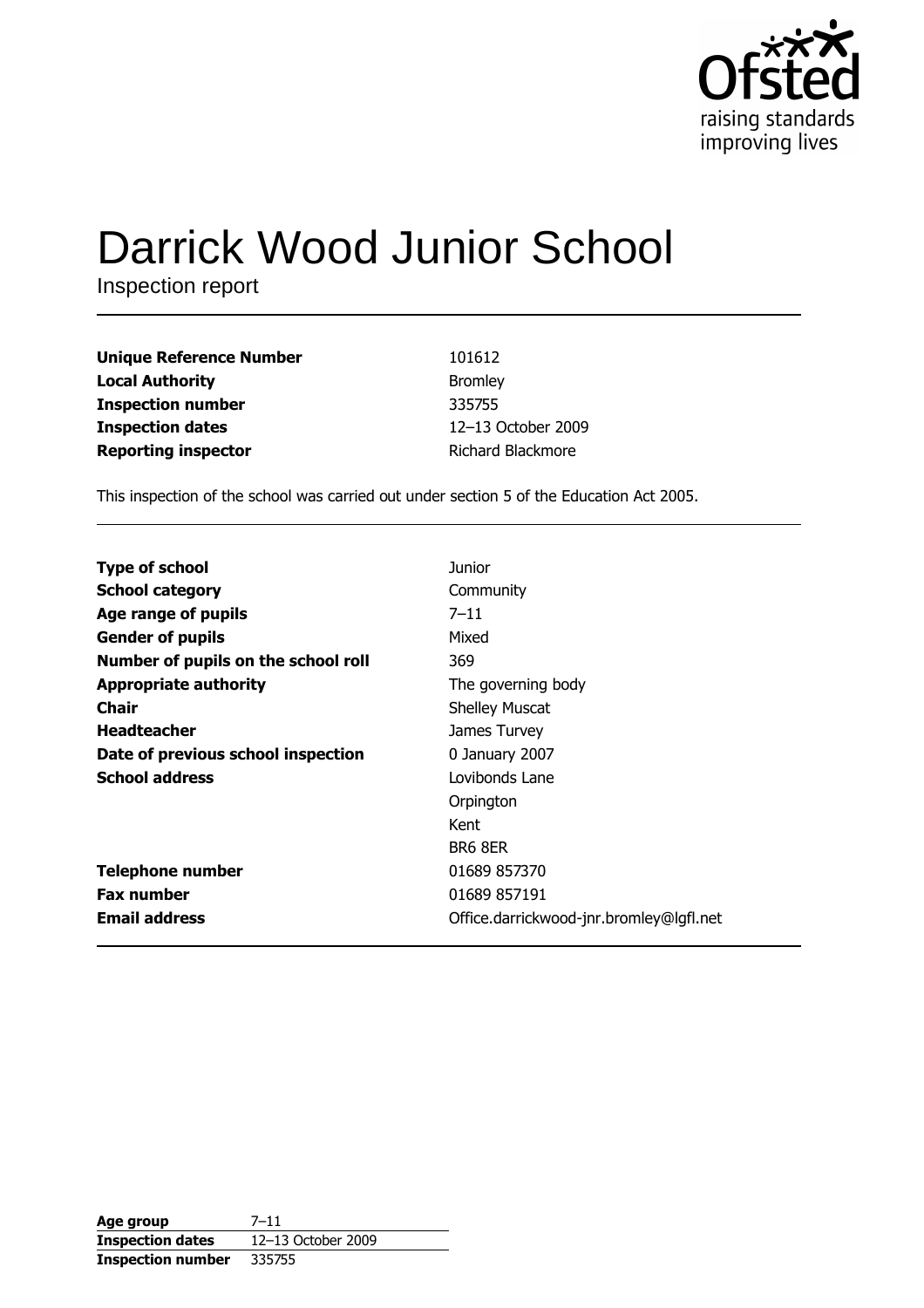Ofsted
raising standards
improving lives

# Darrick Wood Junior School

Inspection report

| | |
|---|---|
| **Unique Reference Number** | 101612 |
| **Local Authority** | Bromley |
| **Inspection number** | 335755 |
| **Inspection dates** | 12–13 October 2009 |
| **Reporting inspector** | Richard Blackmore |

This inspection of the school was carried out under section 5 of the Education Act 2005.

| | |
|---|---|
| **Type of school** | Junior |
| **School category** | Community |
| **Age range of pupils** | 7–11 |
| **Gender of pupils** | Mixed |
| **Number of pupils on the school roll** | 369 |
| **Appropriate authority** | The governing body |
| **Chair** | Shelley Muscat |
| **Headteacher** | James Turvey |
| **Date of previous school inspection** | 0 January 2007 |
| **School address** | Lovibonds Lane<br>Orpington<br>Kent<br>BR6 8ER |
| **Telephone number** | 01689 857370 |
| **Fax number** | 01689 857191 |
| **Email address** | Office.darrickwood-jnr.bromley@lgfl.net |

| | |
|---|---|
| **Age group** | 7–11 |
| **Inspection dates** | 12–13 October 2009 |
| **Inspection number** | 335755 |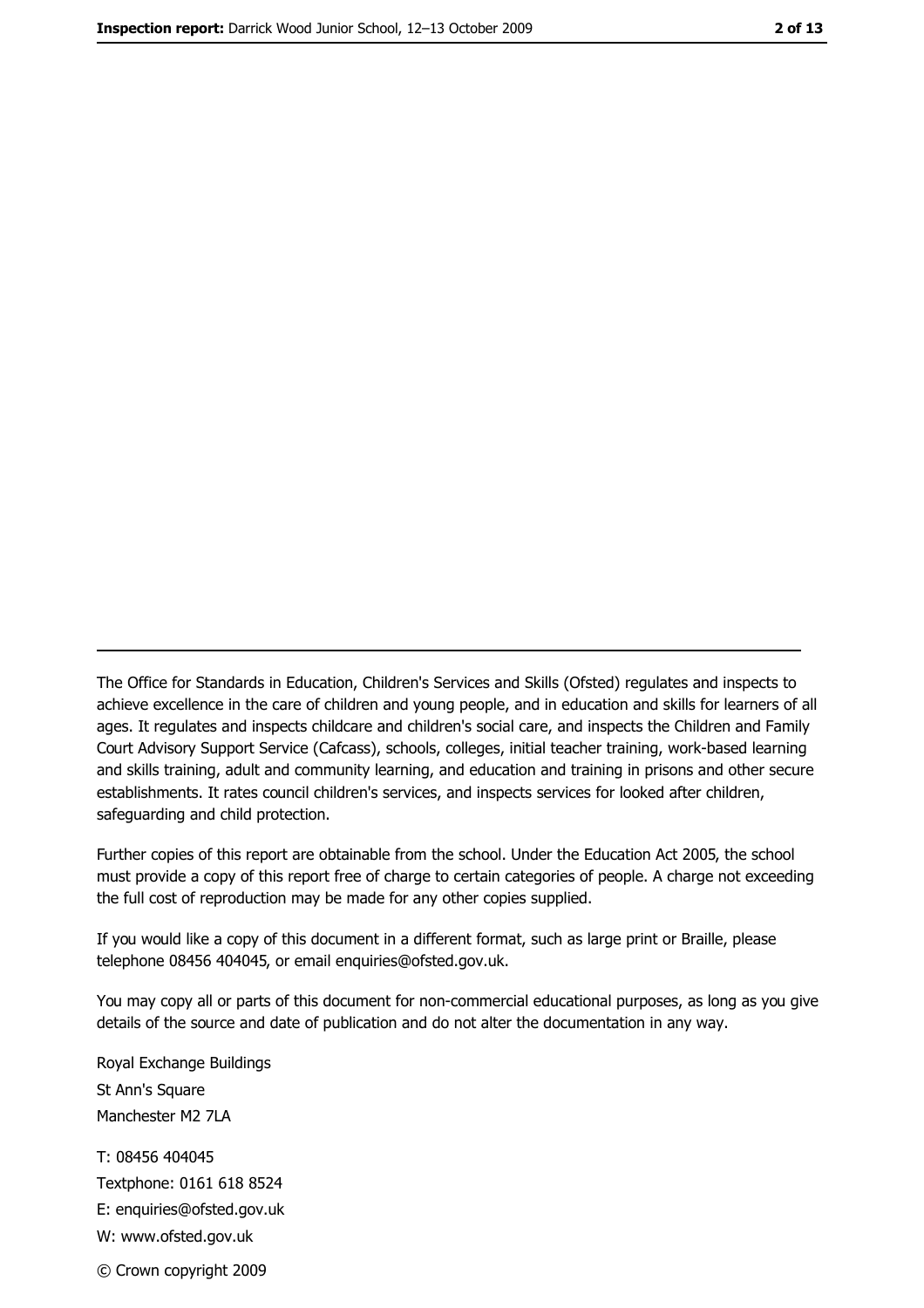The Office for Standards in Education, Children's Services and Skills (Ofsted) regulates and inspects to achieve excellence in the care of children and young people, and in education and skills for learners of all ages. It regulates and inspects childcare and children's social care, and inspects the Children and Family Court Advisory Support Service (Cafcass), schools, colleges, initial teacher training, work-based learning and skills training, adult and community learning, and education and training in prisons and other secure establishments. It rates council children's services, and inspects services for looked after children, safeguarding and child protection.

Further copies of this report are obtainable from the school. Under the Education Act 2005, the school must provide a copy of this report free of charge to certain categories of people. A charge not exceeding the full cost of reproduction may be made for any other copies supplied.

If you would like a copy of this document in a different format, such as large print or Braille, please telephone 08456 404045, or email enquiries@ofsted.gov.uk.

You may copy all or parts of this document for non-commercial educational purposes, as long as you give details of the source and date of publication and do not alter the documentation in any way.

Royal Exchange Buildings
St Ann's Square
Manchester M2 7LA

T: 08456 404045
Textphone: 0161 618 8524
E: enquiries@ofsted.gov.uk
W: www.ofsted.gov.uk

© Crown copyright 2009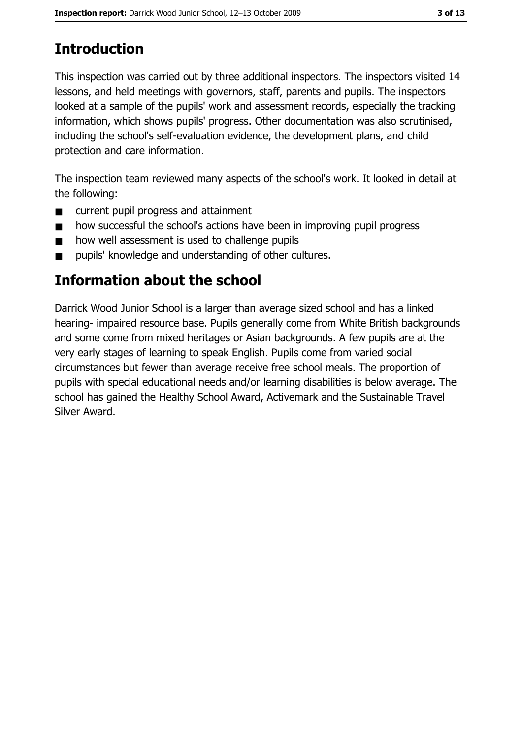# Introduction

This inspection was carried out by three additional inspectors. The inspectors visited 14 lessons, and held meetings with governors, staff, parents and pupils. The inspectors looked at a sample of the pupils' work and assessment records, especially the tracking information, which shows pupils' progress. Other documentation was also scrutinised, including the school's self-evaluation evidence, the development plans, and child protection and care information.

The inspection team reviewed many aspects of the school's work. It looked in detail at the following:

- current pupil progress and attainment
- how successful the school's actions have been in improving pupil progress
- how well assessment is used to challenge pupils
- pupils' knowledge and understanding of other cultures.

# Information about the school

Darrick Wood Junior School is a larger than average sized school and has a linked hearing- impaired resource base. Pupils generally come from White British backgrounds and some come from mixed heritages or Asian backgrounds. A few pupils are at the very early stages of learning to speak English. Pupils come from varied social circumstances but fewer than average receive free school meals. The proportion of pupils with special educational needs and/or learning disabilities is below average. The school has gained the Healthy School Award, Activemark and the Sustainable Travel Silver Award.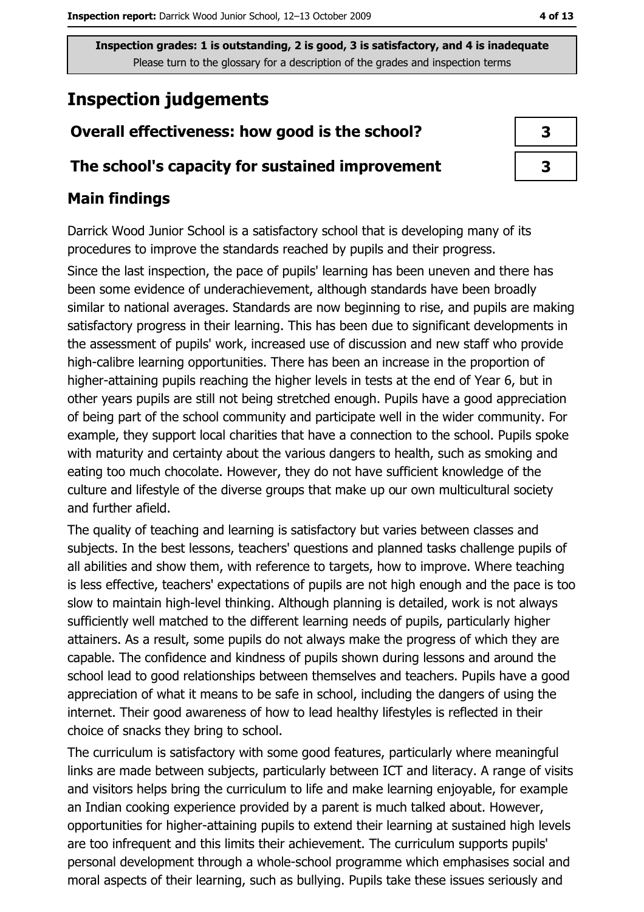Inspection grades: 1 is outstanding, 2 is good, 3 is satisfactory, and 4 is inadequate
Please turn to the glossary for a description of the grades and inspection terms

# Inspection judgements

| Overall effectiveness: how good is the school? | 3 |
|---|---|
| The school's capacity for sustained improvement | 3 |

## Main findings

Darrick Wood Junior School is a satisfactory school that is developing many of its procedures to improve the standards reached by pupils and their progress.

Since the last inspection, the pace of pupils' learning has been uneven and there has been some evidence of underachievement, although standards have been broadly similar to national averages. Standards are now beginning to rise, and pupils are making satisfactory progress in their learning. This has been due to significant developments in the assessment of pupils' work, increased use of discussion and new staff who provide high-calibre learning opportunities. There has been an increase in the proportion of higher-attaining pupils reaching the higher levels in tests at the end of Year 6, but in other years pupils are still not being stretched enough. Pupils have a good appreciation of being part of the school community and participate well in the wider community. For example, they support local charities that have a connection to the school. Pupils spoke with maturity and certainty about the various dangers to health, such as smoking and eating too much chocolate. However, they do not have sufficient knowledge of the culture and lifestyle of the diverse groups that make up our own multicultural society and further afield.

The quality of teaching and learning is satisfactory but varies between classes and subjects. In the best lessons, teachers' questions and planned tasks challenge pupils of all abilities and show them, with reference to targets, how to improve. Where teaching is less effective, teachers' expectations of pupils are not high enough and the pace is too slow to maintain high-level thinking. Although planning is detailed, work is not always sufficiently well matched to the different learning needs of pupils, particularly higher attainers. As a result, some pupils do not always make the progress of which they are capable. The confidence and kindness of pupils shown during lessons and around the school lead to good relationships between themselves and teachers. Pupils have a good appreciation of what it means to be safe in school, including the dangers of using the internet. Their good awareness of how to lead healthy lifestyles is reflected in their choice of snacks they bring to school.

The curriculum is satisfactory with some good features, particularly where meaningful links are made between subjects, particularly between ICT and literacy. A range of visits and visitors helps bring the curriculum to life and make learning enjoyable, for example an Indian cooking experience provided by a parent is much talked about. However, opportunities for higher-attaining pupils to extend their learning at sustained high levels are too infrequent and this limits their achievement. The curriculum supports pupils' personal development through a whole-school programme which emphasises social and moral aspects of their learning, such as bullying. Pupils take these issues seriously and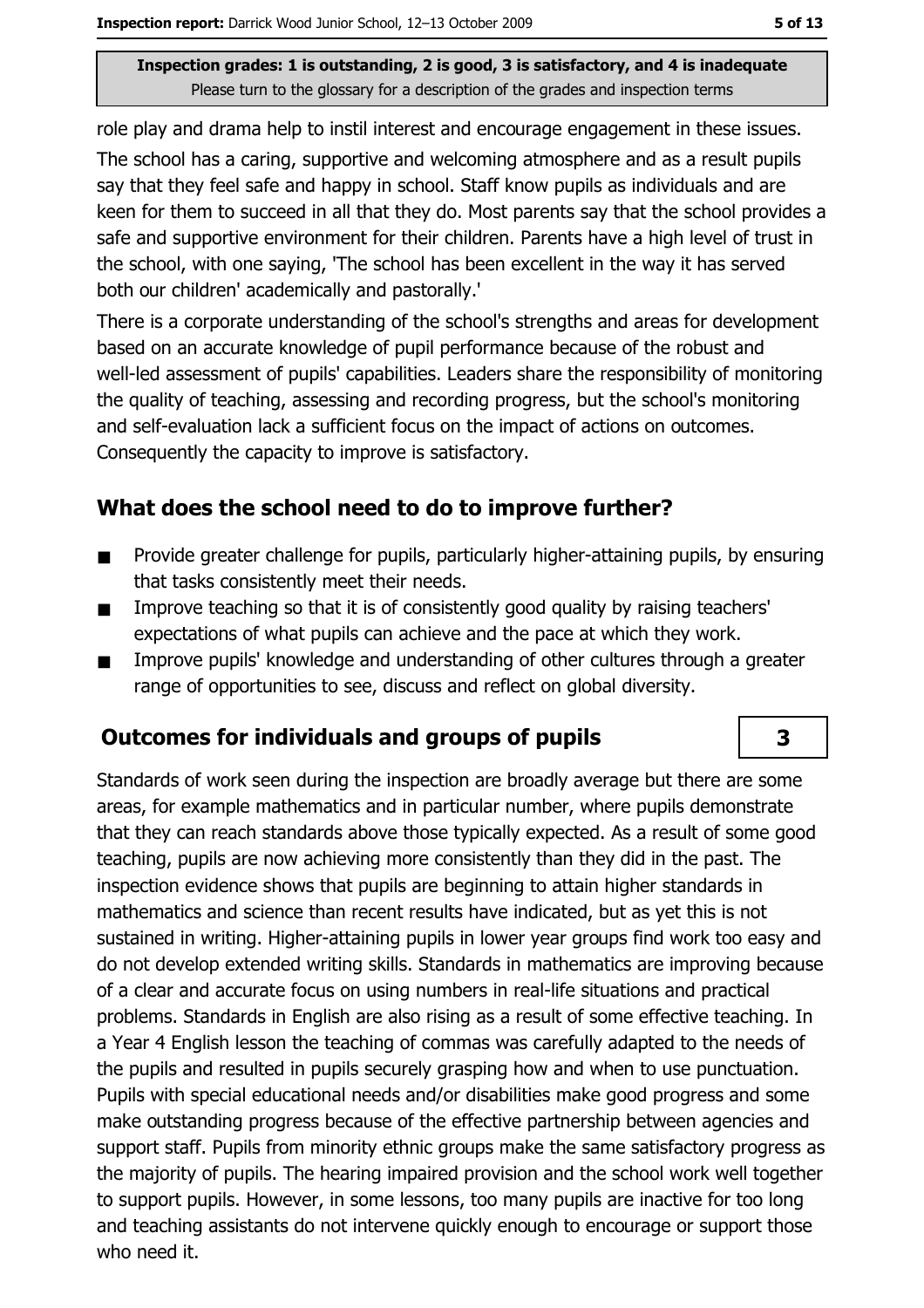role play and drama help to instil interest and encourage engagement in these issues.

The school has a caring, supportive and welcoming atmosphere and as a result pupils say that they feel safe and happy in school. Staff know pupils as individuals and are keen for them to succeed in all that they do. Most parents say that the school provides a safe and supportive environment for their children. Parents have a high level of trust in the school, with one saying, 'The school has been excellent in the way it has served both our children' academically and pastorally.'

There is a corporate understanding of the school's strengths and areas for development based on an accurate knowledge of pupil performance because of the robust and well-led assessment of pupils' capabilities. Leaders share the responsibility of monitoring the quality of teaching, assessing and recording progress, but the school's monitoring and self-evaluation lack a sufficient focus on the impact of actions on outcomes. Consequently the capacity to improve is satisfactory.

## What does the school need to do to improve further?

- Provide greater challenge for pupils, particularly higher-attaining pupils, by ensuring that tasks consistently meet their needs.
- Improve teaching so that it is of consistently good quality by raising teachers' expectations of what pupils can achieve and the pace at which they work.
- Improve pupils' knowledge and understanding of other cultures through a greater range of opportunities to see, discuss and reflect on global diversity.

## Outcomes for individuals and groups of pupils

**3**

Standards of work seen during the inspection are broadly average but there are some areas, for example mathematics and in particular number, where pupils demonstrate that they can reach standards above those typically expected. As a result of some good teaching, pupils are now achieving more consistently than they did in the past. The inspection evidence shows that pupils are beginning to attain higher standards in mathematics and science than recent results have indicated, but as yet this is not sustained in writing. Higher-attaining pupils in lower year groups find work too easy and do not develop extended writing skills. Standards in mathematics are improving because of a clear and accurate focus on using numbers in real-life situations and practical problems. Standards in English are also rising as a result of some effective teaching. In a Year 4 English lesson the teaching of commas was carefully adapted to the needs of the pupils and resulted in pupils securely grasping how and when to use punctuation. Pupils with special educational needs and/or disabilities make good progress and some make outstanding progress because of the effective partnership between agencies and support staff. Pupils from minority ethnic groups make the same satisfactory progress as the majority of pupils. The hearing impaired provision and the school work well together to support pupils. However, in some lessons, too many pupils are inactive for too long and teaching assistants do not intervene quickly enough to encourage or support those who need it.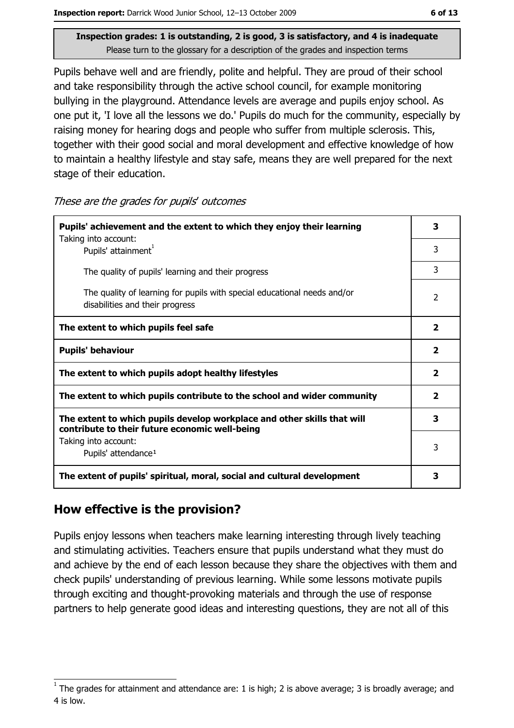**Inspection grades: 1 is outstanding, 2 is good, 3 is satisfactory, and 4 is inadequate**
Please turn to the glossary for a description of the grades and inspection terms

Pupils behave well and are friendly, polite and helpful. They are proud of their school and take responsibility through the active school council, for example monitoring bullying in the playground. Attendance levels are average and pupils enjoy school. As one put it, 'I love all the lessons we do.' Pupils do much for the community, especially by raising money for hearing dogs and people who suffer from multiple sclerosis. This, together with their good social and moral development and effective knowledge of how to maintain a healthy lifestyle and stay safe, means they are well prepared for the next stage of their education.

*These are the grades for pupils' outcomes*

| | |
|---|---|
| **Pupils' achievement and the extent to which they enjoy their learning** | **3** |
| Taking into account: Pupils' attainment[1] | 3 |
| The quality of pupils' learning and their progress | 3 |
| The quality of learning for pupils with special educational needs and/or disabilities and their progress | 2 |
| **The extent to which pupils feel safe** | **2** |
| **Pupils' behaviour** | **2** |
| **The extent to which pupils adopt healthy lifestyles** | **2** |
| **The extent to which pupils contribute to the school and wider community** | **2** |
| **The extent to which pupils develop workplace and other skills that will contribute to their future economic well-being** | **3** |
| Taking into account: Pupils' attendance[1] | 3 |
| **The extent of pupils' spiritual, moral, social and cultural development** | **3** |

## How effective is the provision?

Pupils enjoy lessons when teachers make learning interesting through lively teaching and stimulating activities. Teachers ensure that pupils understand what they must do and achieve by the end of each lesson because they share the objectives with them and check pupils' understanding of previous learning. While some lessons motivate pupils through exciting and thought-provoking materials and through the use of response partners to help generate good ideas and interesting questions, they are not all of this

[1] The grades for attainment and attendance are: 1 is high; 2 is above average; 3 is broadly average; and 4 is low.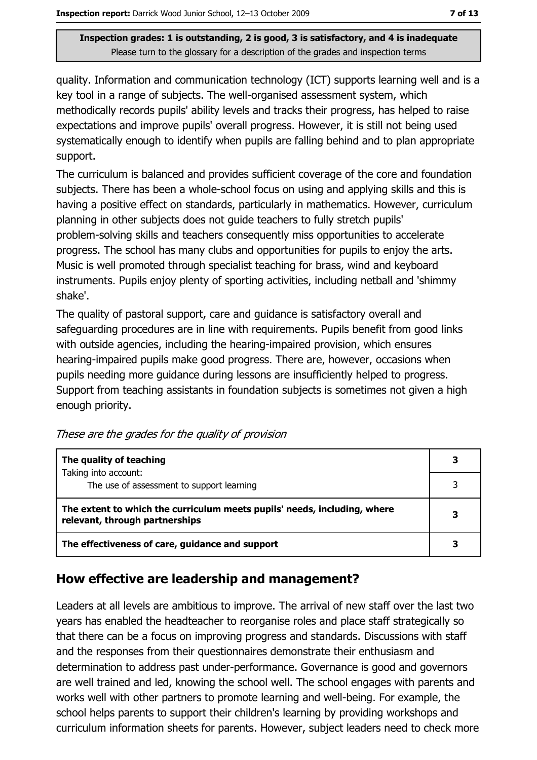quality. Information and communication technology (ICT) supports learning well and is a key tool in a range of subjects. The well-organised assessment system, which methodically records pupils' ability levels and tracks their progress, has helped to raise expectations and improve pupils' overall progress. However, it is still not being used systematically enough to identify when pupils are falling behind and to plan appropriate support.

The curriculum is balanced and provides sufficient coverage of the core and foundation subjects. There has been a whole-school focus on using and applying skills and this is having a positive effect on standards, particularly in mathematics. However, curriculum planning in other subjects does not guide teachers to fully stretch pupils' problem-solving skills and teachers consequently miss opportunities to accelerate progress. The school has many clubs and opportunities for pupils to enjoy the arts. Music is well promoted through specialist teaching for brass, wind and keyboard instruments. Pupils enjoy plenty of sporting activities, including netball and 'shimmy shake'.

The quality of pastoral support, care and guidance is satisfactory overall and safeguarding procedures are in line with requirements. Pupils benefit from good links with outside agencies, including the hearing-impaired provision, which ensures hearing-impaired pupils make good progress. There are, however, occasions when pupils needing more guidance during lessons are insufficiently helped to progress. Support from teaching assistants in foundation subjects is sometimes not given a high enough priority.

*These are the grades for the quality of provision*

| | |
|---|---|
| **The quality of teaching** | **3** |
| Taking into account: The use of assessment to support learning | 3 |
| **The extent to which the curriculum meets pupils' needs, including, where relevant, through partnerships** | **3** |
| **The effectiveness of care, guidance and support** | **3** |

## How effective are leadership and management?

Leaders at all levels are ambitious to improve. The arrival of new staff over the last two years has enabled the headteacher to reorganise roles and place staff strategically so that there can be a focus on improving progress and standards. Discussions with staff and the responses from their questionnaires demonstrate their enthusiasm and determination to address past under-performance. Governance is good and governors are well trained and led, knowing the school well. The school engages with parents and works well with other partners to promote learning and well-being. For example, the school helps parents to support their children's learning by providing workshops and curriculum information sheets for parents. However, subject leaders need to check more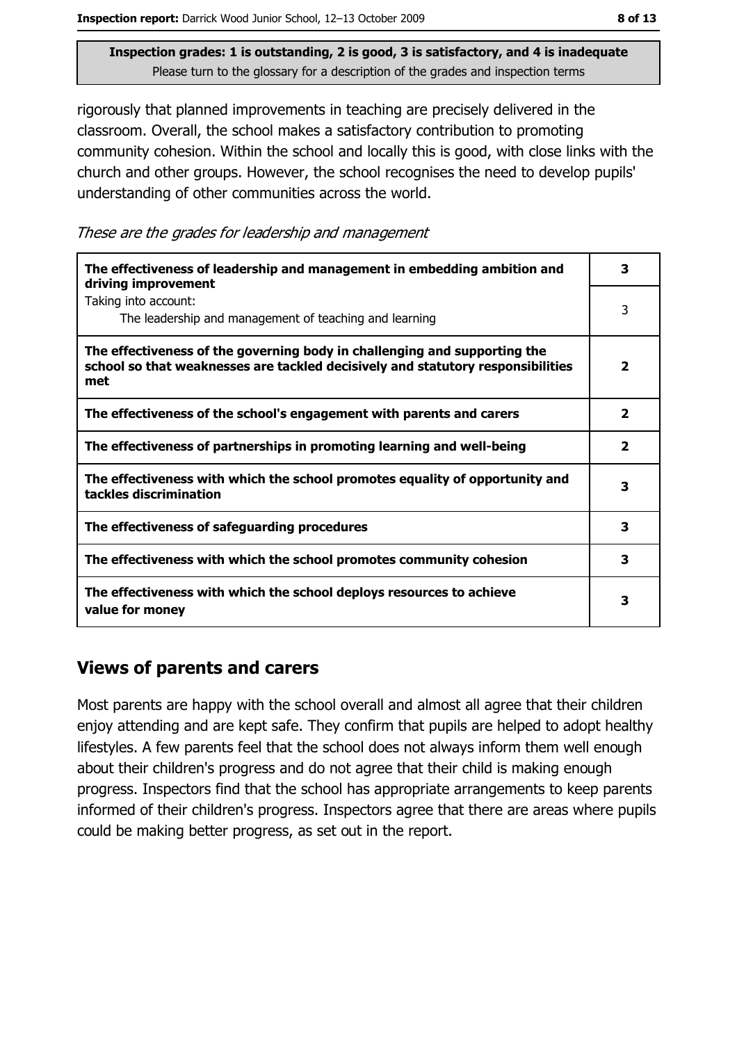Inspection grades: 1 is outstanding, 2 is good, 3 is satisfactory, and 4 is inadequate
Please turn to the glossary for a description of the grades and inspection terms

rigorously that planned improvements in teaching are precisely delivered in the classroom. Overall, the school makes a satisfactory contribution to promoting community cohesion. Within the school and locally this is good, with close links with the church and other groups. However, the school recognises the need to develop pupils' understanding of other communities across the world.

*These are the grades for leadership and management*

| | |
|---|---|
| **The effectiveness of leadership and management in embedding ambition and driving improvement** | **3** |
| Taking into account: The leadership and management of teaching and learning | 3 |
| **The effectiveness of the governing body in challenging and supporting the school so that weaknesses are tackled decisively and statutory responsibilities met** | **2** |
| **The effectiveness of the school's engagement with parents and carers** | **2** |
| **The effectiveness of partnerships in promoting learning and well-being** | **2** |
| **The effectiveness with which the school promotes equality of opportunity and tackles discrimination** | **3** |
| **The effectiveness of safeguarding procedures** | **3** |
| **The effectiveness with which the school promotes community cohesion** | **3** |
| **The effectiveness with which the school deploys resources to achieve value for money** | **3** |

## Views of parents and carers

Most parents are happy with the school overall and almost all agree that their children enjoy attending and are kept safe. They confirm that pupils are helped to adopt healthy lifestyles. A few parents feel that the school does not always inform them well enough about their children's progress and do not agree that their child is making enough progress. Inspectors find that the school has appropriate arrangements to keep parents informed of their children's progress. Inspectors agree that there are areas where pupils could be making better progress, as set out in the report.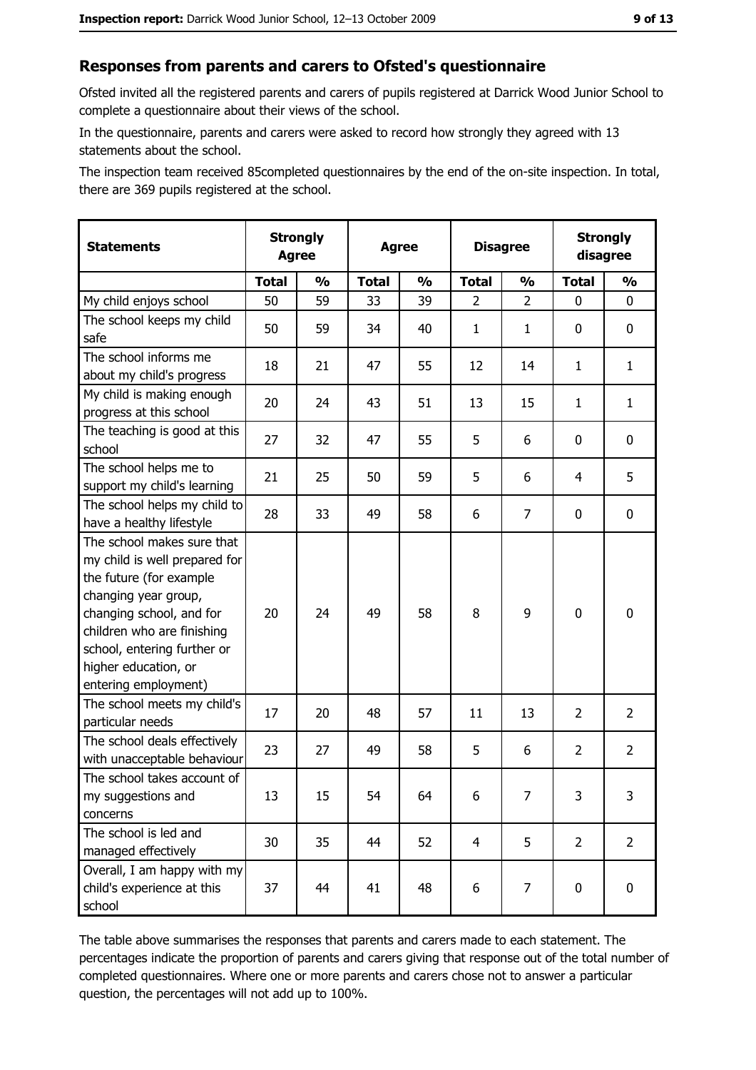## Responses from parents and carers to Ofsted's questionnaire

Ofsted invited all the registered parents and carers of pupils registered at Darrick Wood Junior School to complete a questionnaire about their views of the school.

In the questionnaire, parents and carers were asked to record how strongly they agreed with 13 statements about the school.

The inspection team received 85completed questionnaires by the end of the on-site inspection. In total, there are 369 pupils registered at the school.

| Statements | Strongly Agree | | Agree | | Disagree | | Strongly disagree | |
|---|---|---|---|---|---|---|---|---|
| | Total | % | Total | % | Total | % | Total | % |
| My child enjoys school | 50 | 59 | 33 | 39 | 2 | 2 | 0 | 0 |
| The school keeps my child safe | 50 | 59 | 34 | 40 | 1 | 1 | 0 | 0 |
| The school informs me about my child's progress | 18 | 21 | 47 | 55 | 12 | 14 | 1 | 1 |
| My child is making enough progress at this school | 20 | 24 | 43 | 51 | 13 | 15 | 1 | 1 |
| The teaching is good at this school | 27 | 32 | 47 | 55 | 5 | 6 | 0 | 0 |
| The school helps me to support my child's learning | 21 | 25 | 50 | 59 | 5 | 6 | 4 | 5 |
| The school helps my child to have a healthy lifestyle | 28 | 33 | 49 | 58 | 6 | 7 | 0 | 0 |
| The school makes sure that my child is well prepared for the future (for example changing year group, changing school, and for children who are finishing school, entering further or higher education, or entering employment) | 20 | 24 | 49 | 58 | 8 | 9 | 0 | 0 |
| The school meets my child's particular needs | 17 | 20 | 48 | 57 | 11 | 13 | 2 | 2 |
| The school deals effectively with unacceptable behaviour | 23 | 27 | 49 | 58 | 5 | 6 | 2 | 2 |
| The school takes account of my suggestions and concerns | 13 | 15 | 54 | 64 | 6 | 7 | 3 | 3 |
| The school is led and managed effectively | 30 | 35 | 44 | 52 | 4 | 5 | 2 | 2 |
| Overall, I am happy with my child's experience at this school | 37 | 44 | 41 | 48 | 6 | 7 | 0 | 0 |

The table above summarises the responses that parents and carers made to each statement. The percentages indicate the proportion of parents and carers giving that response out of the total number of completed questionnaires. Where one or more parents and carers chose not to answer a particular question, the percentages will not add up to 100%.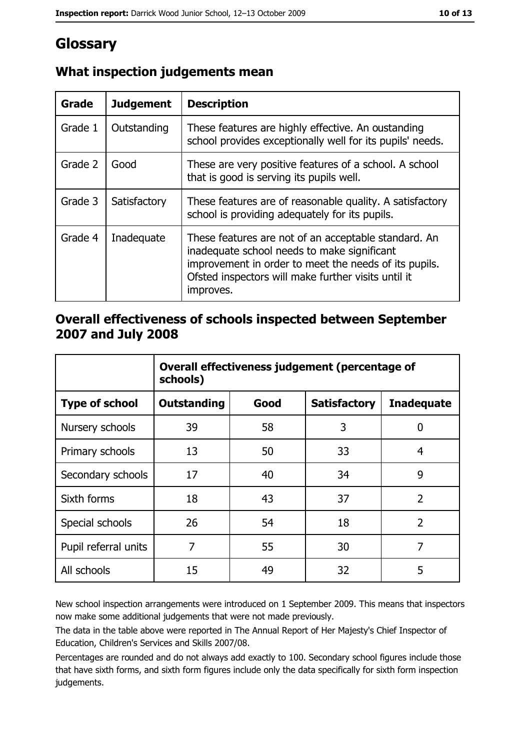# Glossary

## What inspection judgements mean

| Grade | Judgement | Description |
| --- | --- | --- |
| Grade 1 | Outstanding | These features are highly effective. An oustanding school provides exceptionally well for its pupils' needs. |
| Grade 2 | Good | These are very positive features of a school. A school that is good is serving its pupils well. |
| Grade 3 | Satisfactory | These features are of reasonable quality. A satisfactory school is providing adequately for its pupils. |
| Grade 4 | Inadequate | These features are not of an acceptable standard. An inadequate school needs to make significant improvement in order to meet the needs of its pupils. Ofsted inspectors will make further visits until it improves. |

## Overall effectiveness of schools inspected between September 2007 and July 2008

| | Overall effectiveness judgement (percentage of schools) | | | |
| --- | --- | --- | --- | --- |
| **Type of school** | **Outstanding** | **Good** | **Satisfactory** | **Inadequate** |
| Nursery schools | 39 | 58 | 3 | 0 |
| Primary schools | 13 | 50 | 33 | 4 |
| Secondary schools | 17 | 40 | 34 | 9 |
| Sixth forms | 18 | 43 | 37 | 2 |
| Special schools | 26 | 54 | 18 | 2 |
| Pupil referral units | 7 | 55 | 30 | 7 |
| All schools | 15 | 49 | 32 | 5 |

New school inspection arrangements were introduced on 1 September 2009. This means that inspectors now make some additional judgements that were not made previously.

The data in the table above were reported in The Annual Report of Her Majesty's Chief Inspector of Education, Children's Services and Skills 2007/08.

Percentages are rounded and do not always add exactly to 100. Secondary school figures include those that have sixth forms, and sixth form figures include only the data specifically for sixth form inspection judgements.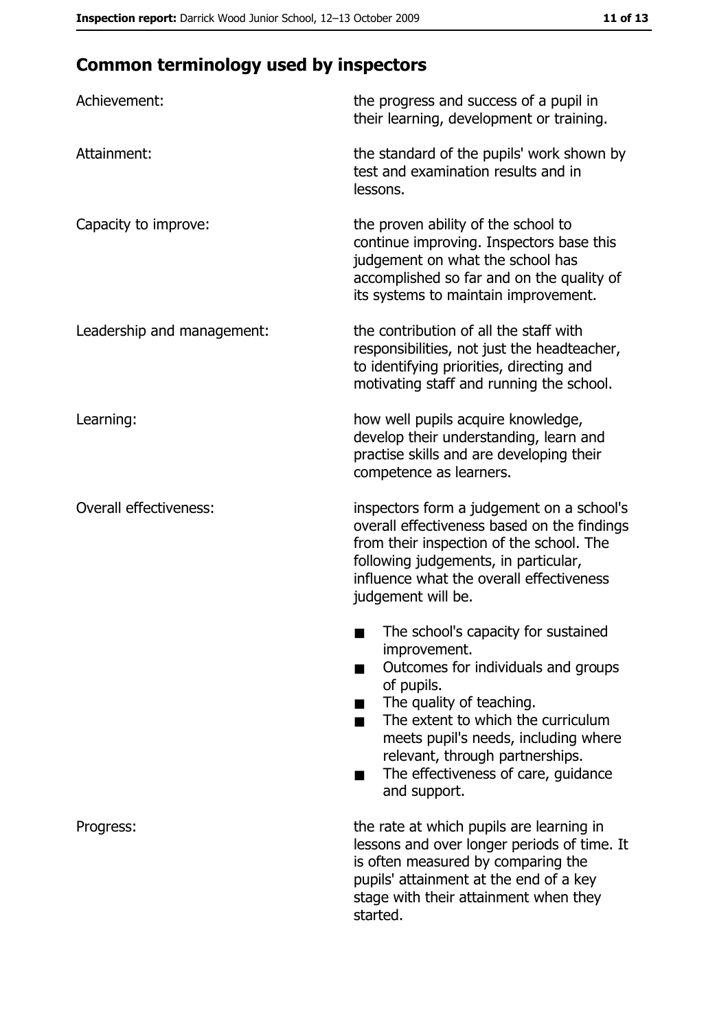## Common terminology used by inspectors

| | |
|---|---|
| Achievement: | the progress and success of a pupil in their learning, development or training. |
| Attainment: | the standard of the pupils' work shown by test and examination results and in lessons. |
| Capacity to improve: | the proven ability of the school to continue improving. Inspectors base this judgement on what the school has accomplished so far and on the quality of its systems to maintain improvement. |
| Leadership and management: | the contribution of all the staff with responsibilities, not just the headteacher, to identifying priorities, directing and motivating staff and running the school. |
| Learning: | how well pupils acquire knowledge, develop their understanding, learn and practise skills and are developing their competence as learners. |
| Overall effectiveness: | inspectors form a judgement on a school's overall effectiveness based on the findings from their inspection of the school. The following judgements, in particular, influence what the overall effectiveness judgement will be. |

- The school's capacity for sustained improvement.
- Outcomes for individuals and groups of pupils.
- The quality of teaching.
- The extent to which the curriculum meets pupil's needs, including where relevant, through partnerships.
- The effectiveness of care, guidance and support.

| | |
|---|---|
| Progress: | the rate at which pupils are learning in lessons and over longer periods of time. It is often measured by comparing the pupils' attainment at the end of a key stage with their attainment when they started. |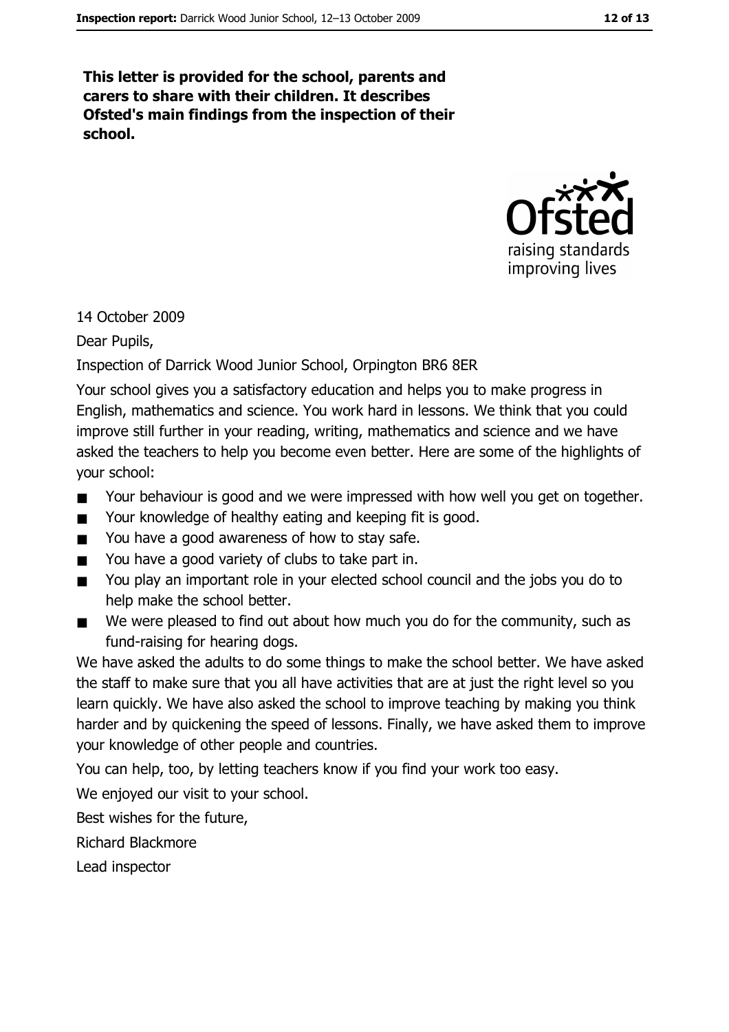**This letter is provided for the school, parents and carers to share with their children. It describes Ofsted's main findings from the inspection of their school.**

14 October 2009

Dear Pupils,

Inspection of Darrick Wood Junior School, Orpington BR6 8ER

Your school gives you a satisfactory education and helps you to make progress in English, mathematics and science. You work hard in lessons. We think that you could improve still further in your reading, writing, mathematics and science and we have asked the teachers to help you become even better. Here are some of the highlights of your school:

- Your behaviour is good and we were impressed with how well you get on together.
- Your knowledge of healthy eating and keeping fit is good.
- You have a good awareness of how to stay safe.
- You have a good variety of clubs to take part in.
- You play an important role in your elected school council and the jobs you do to help make the school better.
- We were pleased to find out about how much you do for the community, such as fund-raising for hearing dogs.

We have asked the adults to do some things to make the school better. We have asked the staff to make sure that you all have activities that are at just the right level so you learn quickly. We have also asked the school to improve teaching by making you think harder and by quickening the speed of lessons. Finally, we have asked them to improve your knowledge of other people and countries.

You can help, too, by letting teachers know if you find your work too easy.

We enjoyed our visit to your school.

Best wishes for the future,

Richard Blackmore

Lead inspector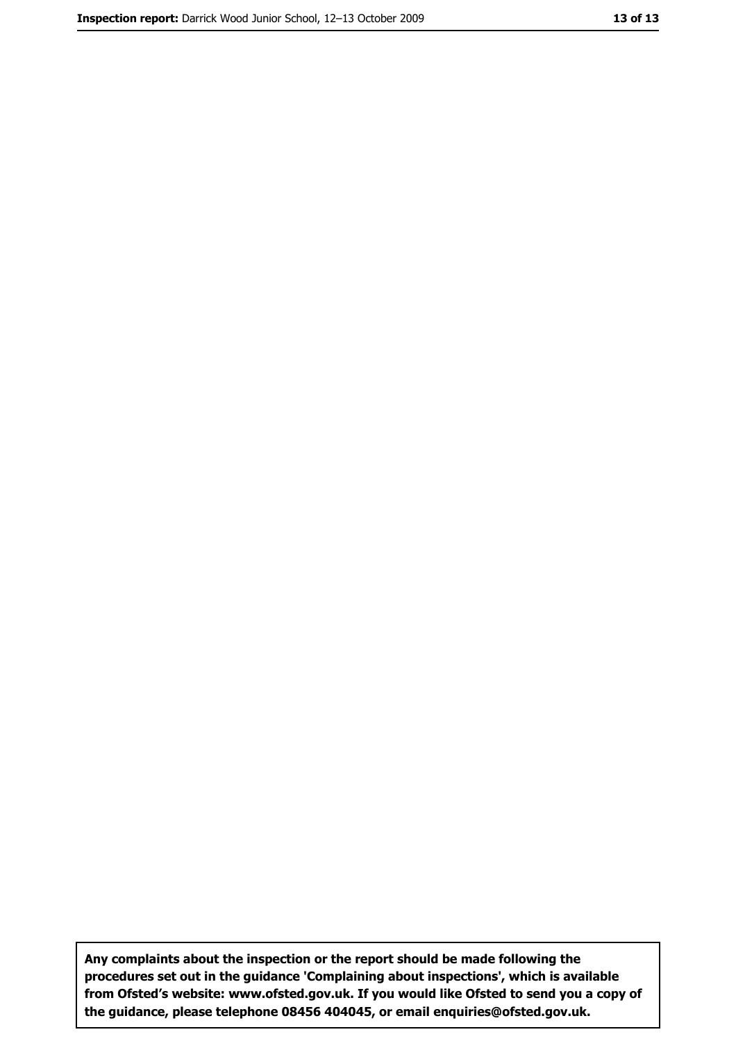**Any complaints about the inspection or the report should be made following the procedures set out in the guidance 'Complaining about inspections', which is available from Ofsted's website: www.ofsted.gov.uk. If you would like Ofsted to send you a copy of the guidance, please telephone 08456 404045, or email enquiries@ofsted.gov.uk.**